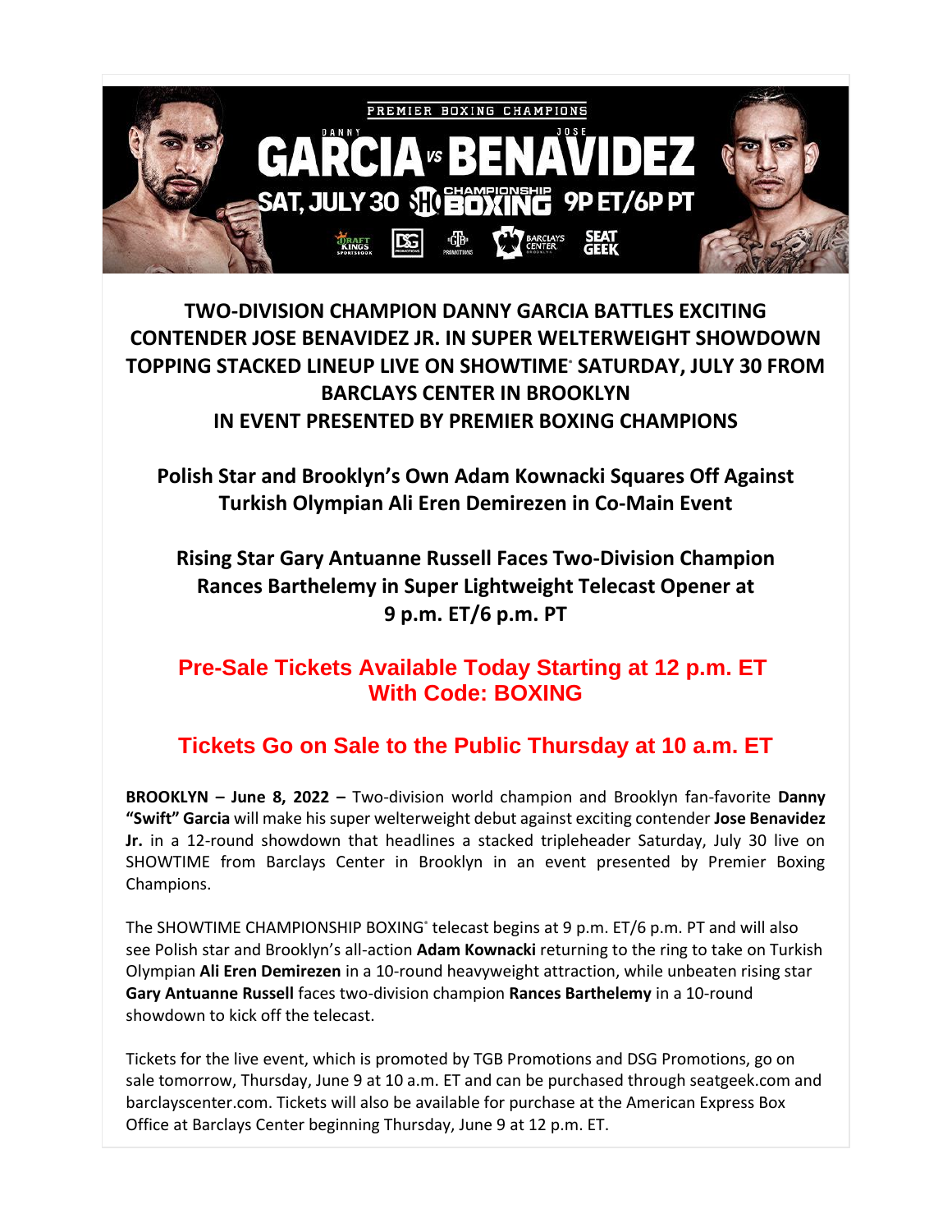# TWO-DIVISION CHAMPION DANNY GARCIA BATTLES EXCITING CONTENDER JOSE BENAVIDEZ JR. IN SUPER WELTERWEIGHT SHOWDOWN TOPPING STACKED LINEUP LIVE ON SHOWTIME® SATURDAY, JULY 30 FROM BARCLAYS CENTER IN BROOKLYN IN EVENT PRESENTED BY PREMIER BOXING CHAMPIONS

## Polish Star and Brooklyn's Own Adam Kownacki Squares Off Against Turkish Olympian Ali Eren Demirezen in Co-Main Event

## Rising Star Gary Antuanne Russell Faces Two-Division Champion Rances Barthelemy in Super Lightweight Telecast Opener at 9 p.m. ET/6 p.m. PT

## Pre-Sale Tickets Available Today Starting at 12 p.m. ET With Code: BOXING

## Tickets Go on Sale to the Public Thursday at 10 a.m. ET

**BROOKLYN – June 8, 2022 –** Two-division world champion and Brooklyn fan-favorite **Danny "Swift" Garcia** will make his super welterweight debut against exciting contender **Jose Benavidez Jr.** in a 12-round showdown that headlines a stacked tripleheader Saturday, July 30 live on SHOWTIME from Barclays Center in Brooklyn in an event presented by Premier Boxing Champions.

The SHOWTIME CHAMPIONSHIP BOXING® telecast begins at 9 p.m. ET/6 p.m. PT and will also see Polish star and Brooklyn's all-action **Adam Kownacki** returning to the ring to take on Turkish Olympian **Ali Eren Demirezen** in a 10-round heavyweight attraction, while unbeaten rising star **Gary Antuanne Russell** faces two-division champion **Rances Barthelemy** in a 10-round showdown to kick off the telecast.

Tickets for the live event, which is promoted by TGB Promotions and DSG Promotions, go on sale tomorrow, Thursday, June 9 at 10 a.m. ET and can be purchased through seatgeek.com and barclayscenter.com. Tickets will also be available for purchase at the American Express Box Office at Barclays Center beginning Thursday, June 9 at 12 p.m. ET.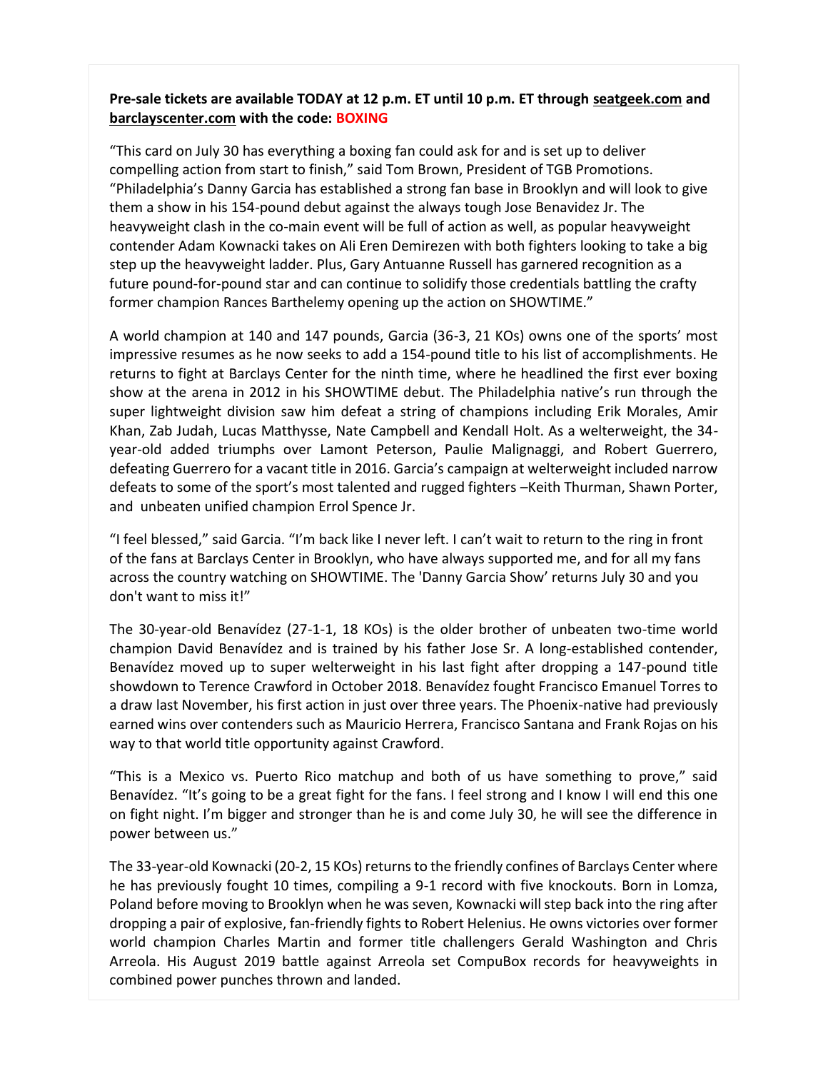**Pre-sale tickets are available TODAY at 12 p.m. ET until 10 p.m. ET through seatgeek.com and barclayscenter.com with the code: BOXING**

"This card on July 30 has everything a boxing fan could ask for and is set up to deliver compelling action from start to finish," said Tom Brown, President of TGB Promotions. "Philadelphia's Danny Garcia has established a strong fan base in Brooklyn and will look to give them a show in his 154-pound debut against the always tough Jose Benavidez Jr. The heavyweight clash in the co-main event will be full of action as well, as popular heavyweight contender Adam Kownacki takes on Ali Eren Demirezen with both fighters looking to take a big step up the heavyweight ladder. Plus, Gary Antuanne Russell has garnered recognition as a future pound-for-pound star and can continue to solidify those credentials battling the crafty former champion Rances Barthelemy opening up the action on SHOWTIME."

A world champion at 140 and 147 pounds, Garcia (36-3, 21 KOs) owns one of the sports' most impressive resumes as he now seeks to add a 154-pound title to his list of accomplishments. He returns to fight at Barclays Center for the ninth time, where he headlined the first ever boxing show at the arena in 2012 in his SHOWTIME debut. The Philadelphia native's run through the super lightweight division saw him defeat a string of champions including Erik Morales, Amir Khan, Zab Judah, Lucas Matthysse, Nate Campbell and Kendall Holt. As a welterweight, the 34-year-old added triumphs over Lamont Peterson, Paulie Malignaggi, and Robert Guerrero, defeating Guerrero for a vacant title in 2016. Garcia's campaign at welterweight included narrow defeats to some of the sport's most talented and rugged fighters –Keith Thurman, Shawn Porter, and unbeaten unified champion Errol Spence Jr.

"I feel blessed," said Garcia. "I'm back like I never left. I can't wait to return to the ring in front of the fans at Barclays Center in Brooklyn, who have always supported me, and for all my fans across the country watching on SHOWTIME. The 'Danny Garcia Show' returns July 30 and you don't want to miss it!"

The 30-year-old Benavídez (27-1-1, 18 KOs) is the older brother of unbeaten two-time world champion David Benavídez and is trained by his father Jose Sr. A long-established contender, Benavídez moved up to super welterweight in his last fight after dropping a 147-pound title showdown to Terence Crawford in October 2018. Benavídez fought Francisco Emanuel Torres to a draw last November, his first action in just over three years. The Phoenix-native had previously earned wins over contenders such as Mauricio Herrera, Francisco Santana and Frank Rojas on his way to that world title opportunity against Crawford.

"This is a Mexico vs. Puerto Rico matchup and both of us have something to prove," said Benavídez. "It's going to be a great fight for the fans. I feel strong and I know I will end this one on fight night. I'm bigger and stronger than he is and come July 30, he will see the difference in power between us."

The 33-year-old Kownacki (20-2, 15 KOs) returns to the friendly confines of Barclays Center where he has previously fought 10 times, compiling a 9-1 record with five knockouts. Born in Lomza, Poland before moving to Brooklyn when he was seven, Kownacki will step back into the ring after dropping a pair of explosive, fan-friendly fights to Robert Helenius. He owns victories over former world champion Charles Martin and former title challengers Gerald Washington and Chris Arreola. His August 2019 battle against Arreola set CompuBox records for heavyweights in combined power punches thrown and landed.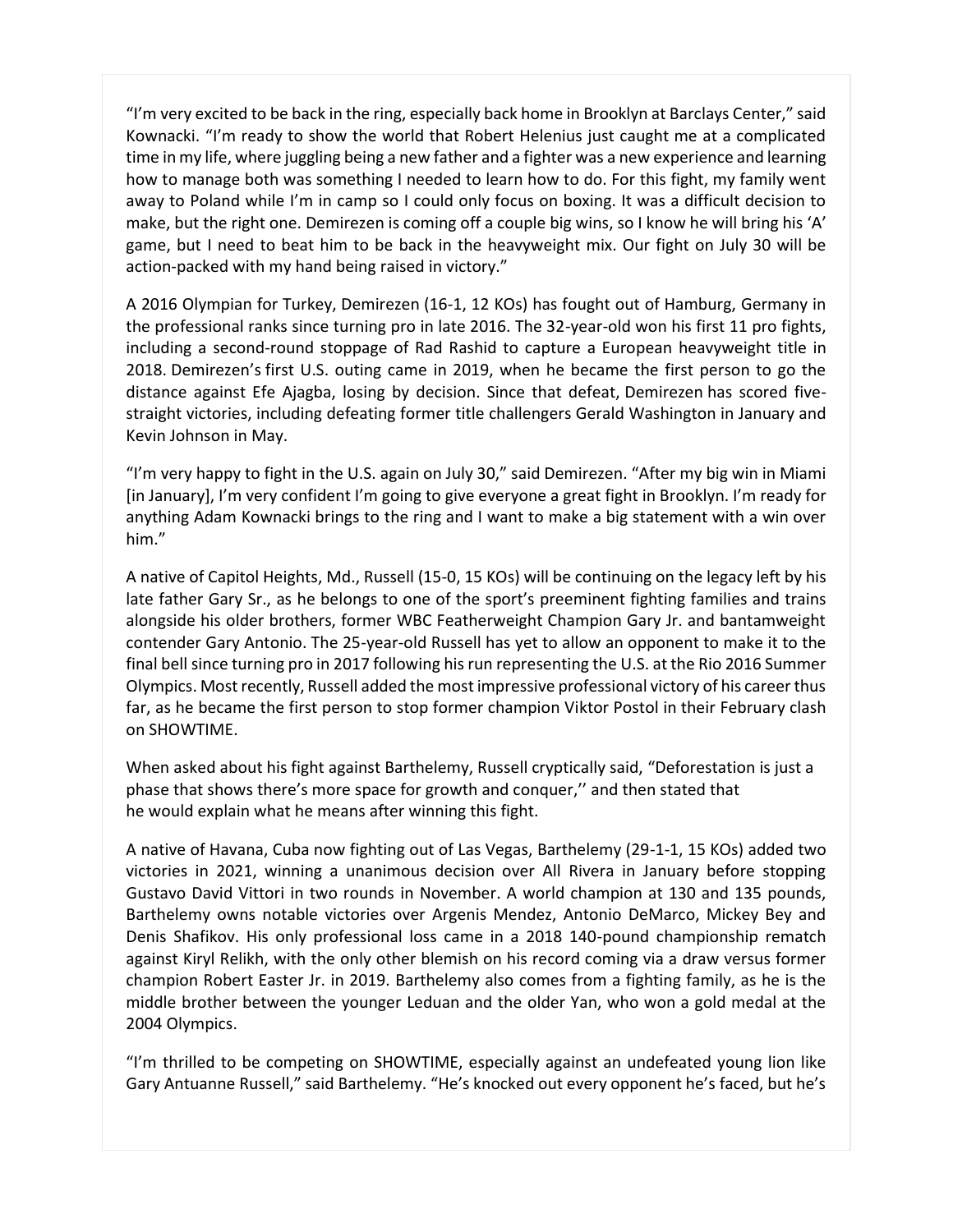"I'm very excited to be back in the ring, especially back home in Brooklyn at Barclays Center," said Kownacki. "I'm ready to show the world that Robert Helenius just caught me at a complicated time in my life, where juggling being a new father and a fighter was a new experience and learning how to manage both was something I needed to learn how to do. For this fight, my family went away to Poland while I'm in camp so I could only focus on boxing. It was a difficult decision to make, but the right one. Demirezen is coming off a couple big wins, so I know he will bring his 'A' game, but I need to beat him to be back in the heavyweight mix. Our fight on July 30 will be action-packed with my hand being raised in victory."

A 2016 Olympian for Turkey, Demirezen (16-1, 12 KOs) has fought out of Hamburg, Germany in the professional ranks since turning pro in late 2016. The 32-year-old won his first 11 pro fights, including a second-round stoppage of Rad Rashid to capture a European heavyweight title in 2018. Demirezen's first U.S. outing came in 2019, when he became the first person to go the distance against Efe Ajagba, losing by decision. Since that defeat, Demirezen has scored five-straight victories, including defeating former title challengers Gerald Washington in January and Kevin Johnson in May.

"I'm very happy to fight in the U.S. again on July 30," said Demirezen. "After my big win in Miami [in January], I'm very confident I'm going to give everyone a great fight in Brooklyn. I'm ready for anything Adam Kownacki brings to the ring and I want to make a big statement with a win over him."

A native of Capitol Heights, Md., Russell (15-0, 15 KOs) will be continuing on the legacy left by his late father Gary Sr., as he belongs to one of the sport's preeminent fighting families and trains alongside his older brothers, former WBC Featherweight Champion Gary Jr. and bantamweight contender Gary Antonio. The 25-year-old Russell has yet to allow an opponent to make it to the final bell since turning pro in 2017 following his run representing the U.S. at the Rio 2016 Summer Olympics. Most recently, Russell added the most impressive professional victory of his career thus far, as he became the first person to stop former champion Viktor Postol in their February clash on SHOWTIME.

When asked about his fight against Barthelemy, Russell cryptically said, "Deforestation is just a phase that shows there's more space for growth and conquer,'' and then stated that he would explain what he means after winning this fight.

A native of Havana, Cuba now fighting out of Las Vegas, Barthelemy (29-1-1, 15 KOs) added two victories in 2021, winning a unanimous decision over All Rivera in January before stopping Gustavo David Vittori in two rounds in November. A world champion at 130 and 135 pounds, Barthelemy owns notable victories over Argenis Mendez, Antonio DeMarco, Mickey Bey and Denis Shafikov. His only professional loss came in a 2018 140-pound championship rematch against Kiryl Relikh, with the only other blemish on his record coming via a draw versus former champion Robert Easter Jr. in 2019. Barthelemy also comes from a fighting family, as he is the middle brother between the younger Leduan and the older Yan, who won a gold medal at the 2004 Olympics.

"I'm thrilled to be competing on SHOWTIME, especially against an undefeated young lion like Gary Antuanne Russell," said Barthelemy. "He's knocked out every opponent he's faced, but he's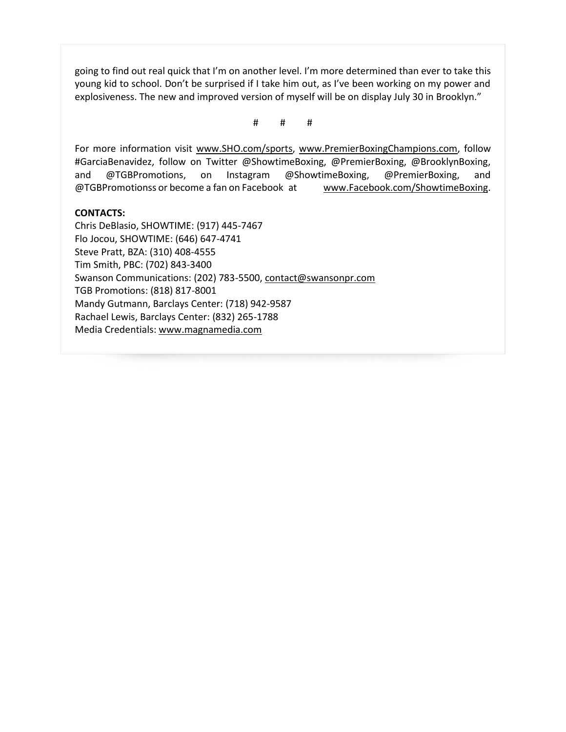going to find out real quick that I'm on another level. I'm more determined than ever to take this young kid to school. Don't be surprised if I take him out, as I've been working on my power and explosiveness. The new and improved version of myself will be on display July 30 in Brooklyn."

# # #

For more information visit www.SHO.com/sports, www.PremierBoxingChampions.com, follow #GarciaBenavidez, follow on Twitter @ShowtimeBoxing, @PremierBoxing, @BrooklynBoxing, and @TGBPromotions, on Instagram @ShowtimeBoxing, @PremierBoxing, and @TGBPromotionss or become a fan on Facebook at www.Facebook.com/ShowtimeBoxing.

**CONTACTS:**

Chris DeBlasio, SHOWTIME: (917) 445-7467
Flo Jocou, SHOWTIME: (646) 647-4741
Steve Pratt, BZA: (310) 408-4555
Tim Smith, PBC: (702) 843-3400
Swanson Communications: (202) 783-5500, contact@swansonpr.com
TGB Promotions: (818) 817-8001
Mandy Gutmann, Barclays Center: (718) 942-9587
Rachael Lewis, Barclays Center: (832) 265-1788
Media Credentials: www.magnamedia.com